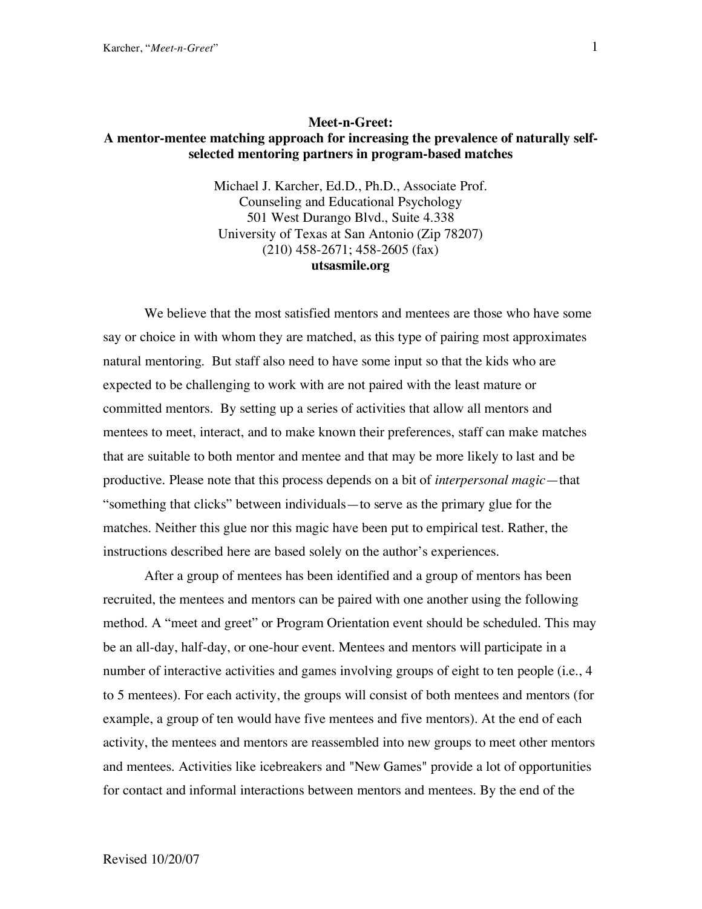# Meet-n-Greet:
## A mentor-mentee matching approach for increasing the prevalence of naturally self-selected mentoring partners in program-based matches

Michael J. Karcher, Ed.D., Ph.D., Associate Prof.
Counseling and Educational Psychology
501 West Durango Blvd., Suite 4.338
University of Texas at San Antonio (Zip 78207)
(210) 458-2671; 458-2605 (fax)
**utsasmile.org**

We believe that the most satisfied mentors and mentees are those who have some say or choice in with whom they are matched, as this type of pairing most approximates natural mentoring. But staff also need to have some input so that the kids who are expected to be challenging to work with are not paired with the least mature or committed mentors. By setting up a series of activities that allow all mentors and mentees to meet, interact, and to make known their preferences, staff can make matches that are suitable to both mentor and mentee and that may be more likely to last and be productive. Please note that this process depends on a bit of *interpersonal magic*—that "something that clicks" between individuals—to serve as the primary glue for the matches. Neither this glue nor this magic have been put to empirical test. Rather, the instructions described here are based solely on the author's experiences.

After a group of mentees has been identified and a group of mentors has been recruited, the mentees and mentors can be paired with one another using the following method. A "meet and greet" or Program Orientation event should be scheduled. This may be an all-day, half-day, or one-hour event. Mentees and mentors will participate in a number of interactive activities and games involving groups of eight to ten people (i.e., 4 to 5 mentees). For each activity, the groups will consist of both mentees and mentors (for example, a group of ten would have five mentees and five mentors). At the end of each activity, the mentees and mentors are reassembled into new groups to meet other mentors and mentees. Activities like icebreakers and "New Games" provide a lot of opportunities for contact and informal interactions between mentors and mentees. By the end of the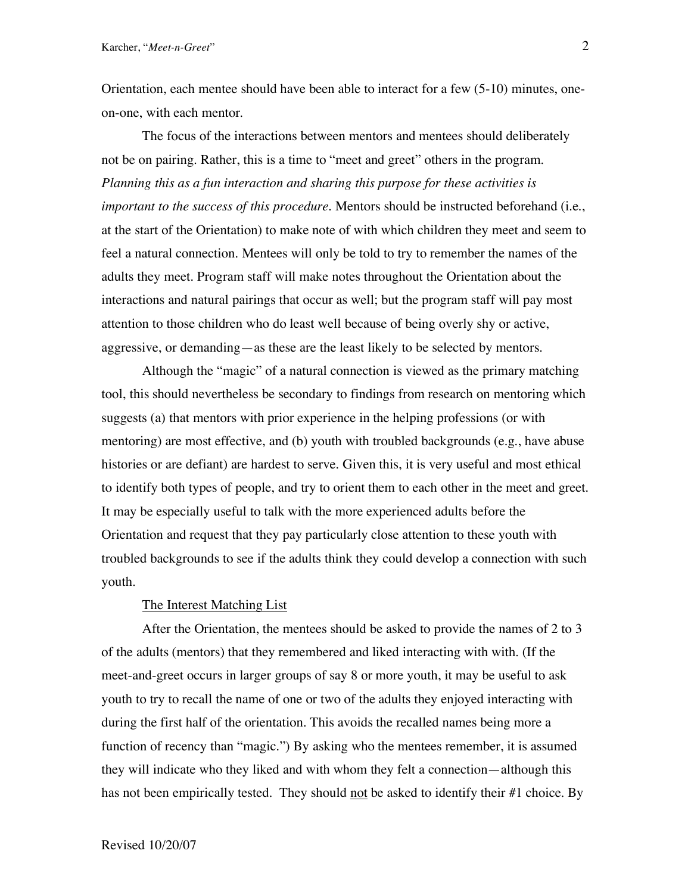Orientation, each mentee should have been able to interact for a few (5-10) minutes, one-on-one, with each mentor.

The focus of the interactions between mentors and mentees should deliberately not be on pairing. Rather, this is a time to "meet and greet" others in the program. *Planning this as a fun interaction and sharing this purpose for these activities is important to the success of this procedure*. Mentors should be instructed beforehand (i.e., at the start of the Orientation) to make note of with which children they meet and seem to feel a natural connection. Mentees will only be told to try to remember the names of the adults they meet. Program staff will make notes throughout the Orientation about the interactions and natural pairings that occur as well; but the program staff will pay most attention to those children who do least well because of being overly shy or active, aggressive, or demanding—as these are the least likely to be selected by mentors.

Although the "magic" of a natural connection is viewed as the primary matching tool, this should nevertheless be secondary to findings from research on mentoring which suggests (a) that mentors with prior experience in the helping professions (or with mentoring) are most effective, and (b) youth with troubled backgrounds (e.g., have abuse histories or are defiant) are hardest to serve. Given this, it is very useful and most ethical to identify both types of people, and try to orient them to each other in the meet and greet. It may be especially useful to talk with the more experienced adults before the Orientation and request that they pay particularly close attention to these youth with troubled backgrounds to see if the adults think they could develop a connection with such youth.

<u>The Interest Matching List</u>

After the Orientation, the mentees should be asked to provide the names of 2 to 3 of the adults (mentors) that they remembered and liked interacting with with. (If the meet-and-greet occurs in larger groups of say 8 or more youth, it may be useful to ask youth to try to recall the name of one or two of the adults they enjoyed interacting with during the first half of the orientation. This avoids the recalled names being more a function of recency than "magic.") By asking who the mentees remember, it is assumed they will indicate who they liked and with whom they felt a connection—although this has not been empirically tested. They should <u>not</u> be asked to identify their #1 choice. By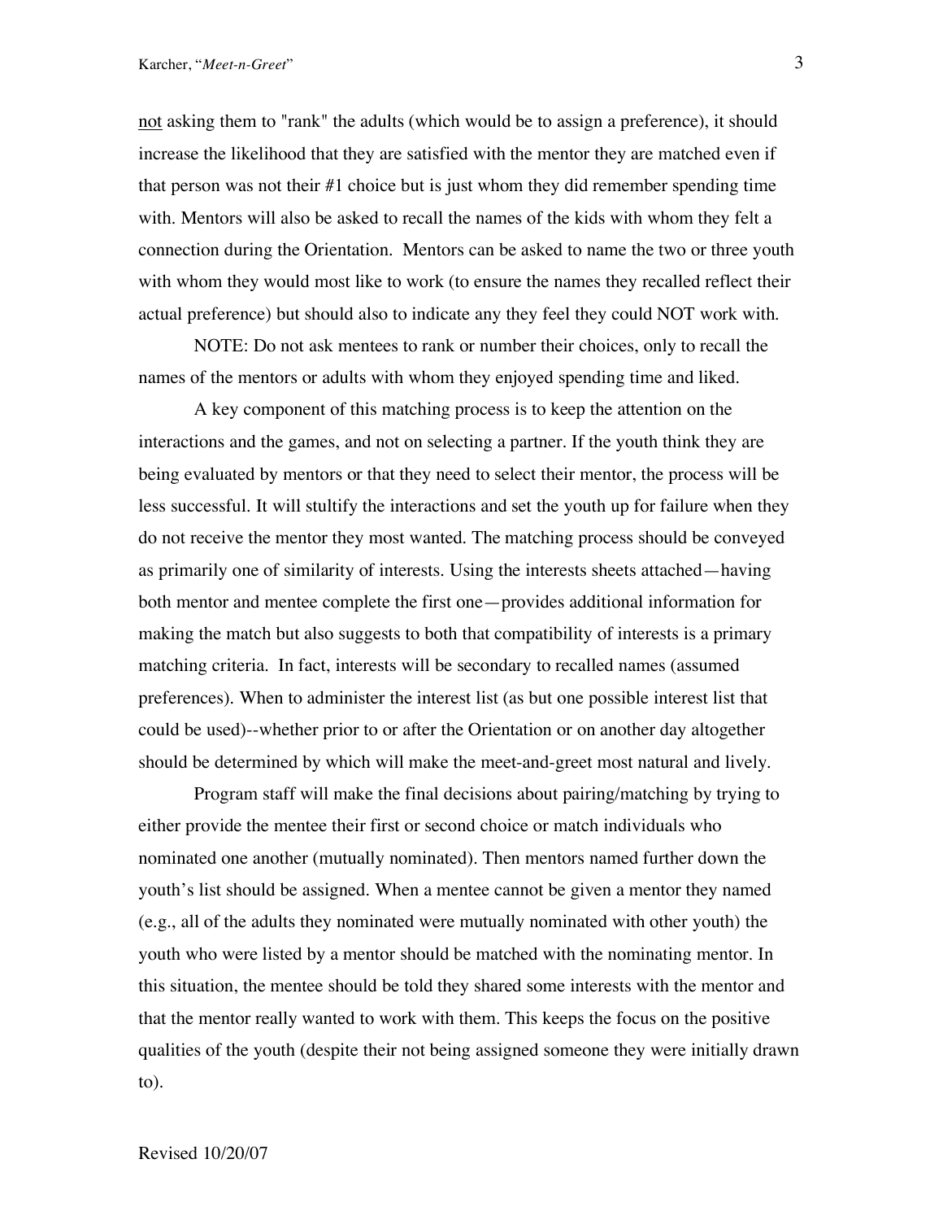not asking them to "rank" the adults (which would be to assign a preference), it should increase the likelihood that they are satisfied with the mentor they are matched even if that person was not their #1 choice but is just whom they did remember spending time with. Mentors will also be asked to recall the names of the kids with whom they felt a connection during the Orientation. Mentors can be asked to name the two or three youth with whom they would most like to work (to ensure the names they recalled reflect their actual preference) but should also to indicate any they feel they could NOT work with.

NOTE: Do not ask mentees to rank or number their choices, only to recall the names of the mentors or adults with whom they enjoyed spending time and liked.

A key component of this matching process is to keep the attention on the interactions and the games, and not on selecting a partner. If the youth think they are being evaluated by mentors or that they need to select their mentor, the process will be less successful. It will stultify the interactions and set the youth up for failure when they do not receive the mentor they most wanted. The matching process should be conveyed as primarily one of similarity of interests. Using the interests sheets attached—having both mentor and mentee complete the first one—provides additional information for making the match but also suggests to both that compatibility of interests is a primary matching criteria. In fact, interests will be secondary to recalled names (assumed preferences). When to administer the interest list (as but one possible interest list that could be used)--whether prior to or after the Orientation or on another day altogether should be determined by which will make the meet-and-greet most natural and lively.

Program staff will make the final decisions about pairing/matching by trying to either provide the mentee their first or second choice or match individuals who nominated one another (mutually nominated). Then mentors named further down the youth's list should be assigned. When a mentee cannot be given a mentor they named (e.g., all of the adults they nominated were mutually nominated with other youth) the youth who were listed by a mentor should be matched with the nominating mentor. In this situation, the mentee should be told they shared some interests with the mentor and that the mentor really wanted to work with them. This keeps the focus on the positive qualities of the youth (despite their not being assigned someone they were initially drawn to).

Revised 10/20/07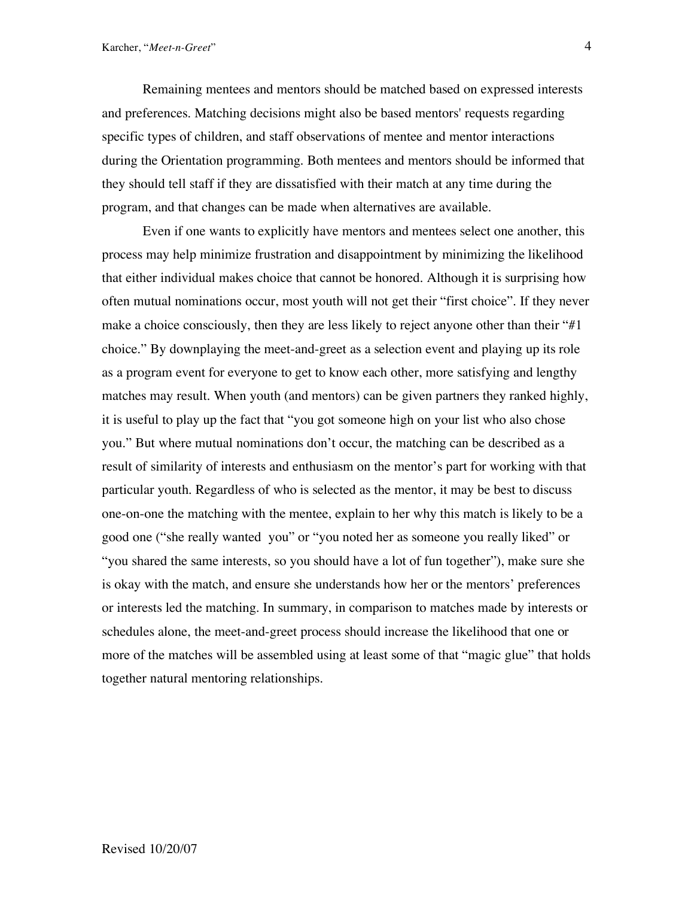Remaining mentees and mentors should be matched based on expressed interests and preferences. Matching decisions might also be based mentors' requests regarding specific types of children, and staff observations of mentee and mentor interactions during the Orientation programming. Both mentees and mentors should be informed that they should tell staff if they are dissatisfied with their match at any time during the program, and that changes can be made when alternatives are available.

Even if one wants to explicitly have mentors and mentees select one another, this process may help minimize frustration and disappointment by minimizing the likelihood that either individual makes choice that cannot be honored. Although it is surprising how often mutual nominations occur, most youth will not get their "first choice". If they never make a choice consciously, then they are less likely to reject anyone other than their "#1 choice." By downplaying the meet-and-greet as a selection event and playing up its role as a program event for everyone to get to know each other, more satisfying and lengthy matches may result. When youth (and mentors) can be given partners they ranked highly, it is useful to play up the fact that "you got someone high on your list who also chose you." But where mutual nominations don't occur, the matching can be described as a result of similarity of interests and enthusiasm on the mentor's part for working with that particular youth. Regardless of who is selected as the mentor, it may be best to discuss one-on-one the matching with the mentee, explain to her why this match is likely to be a good one ("she really wanted you" or "you noted her as someone you really liked" or "you shared the same interests, so you should have a lot of fun together"), make sure she is okay with the match, and ensure she understands how her or the mentors' preferences or interests led the matching. In summary, in comparison to matches made by interests or schedules alone, the meet-and-greet process should increase the likelihood that one or more of the matches will be assembled using at least some of that "magic glue" that holds together natural mentoring relationships.

Revised 10/20/07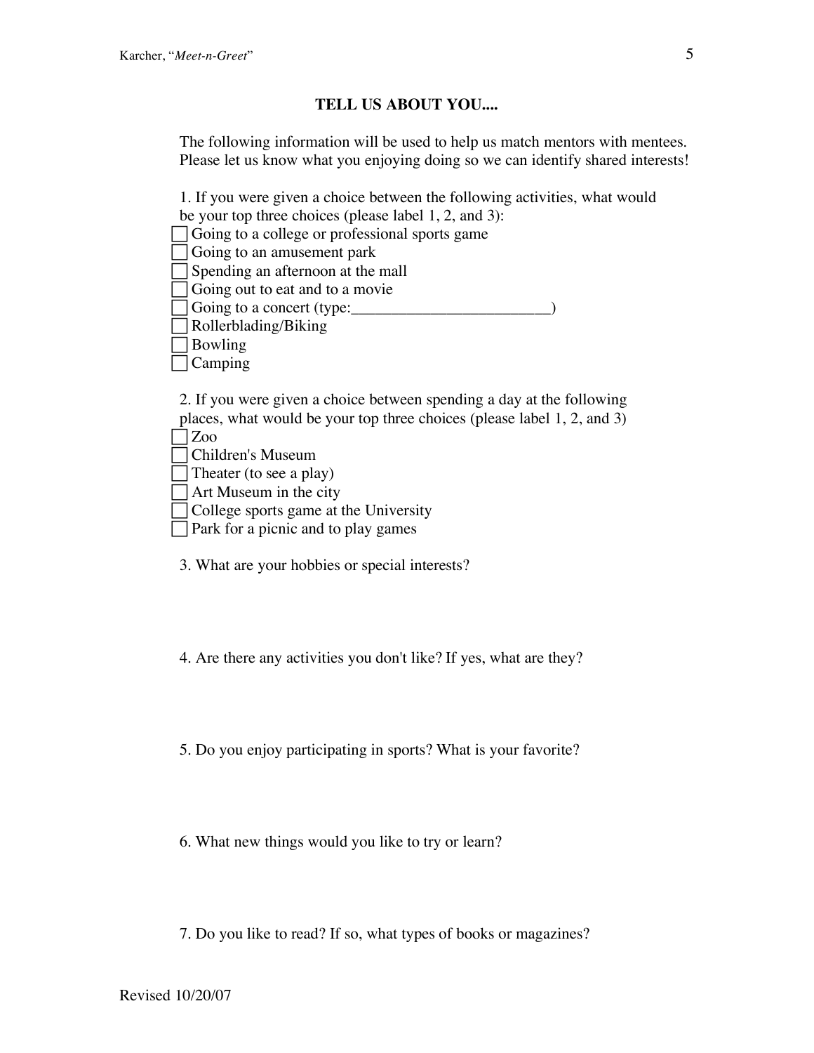## TELL US ABOUT YOU....

The following information will be used to help us match mentors with mentees. Please let us know what you enjoying doing so we can identify shared interests!

1. If you were given a choice between the following activities, what would be your top three choices (please label 1, 2, and 3):

- ☐ Going to a college or professional sports game
- ☐ Going to an amusement park
- ☐ Spending an afternoon at the mall
- ☐ Going out to eat and to a movie
- ☐ Going to a concert (type:_________________________)
- ☐ Rollerblading/Biking
- ☐ Bowling
- ☐ Camping

2. If you were given a choice between spending a day at the following places, what would be your top three choices (please label 1, 2, and 3)

- ☐ Zoo
- ☐ Children's Museum
- ☐ Theater (to see a play)
- ☐ Art Museum in the city
- ☐ College sports game at the University
- ☐ Park for a picnic and to play games

3. What are your hobbies or special interests?

4. Are there any activities you don't like? If yes, what are they?

5. Do you enjoy participating in sports? What is your favorite?

6. What new things would you like to try or learn?

7. Do you like to read? If so, what types of books or magazines?

Revised 10/20/07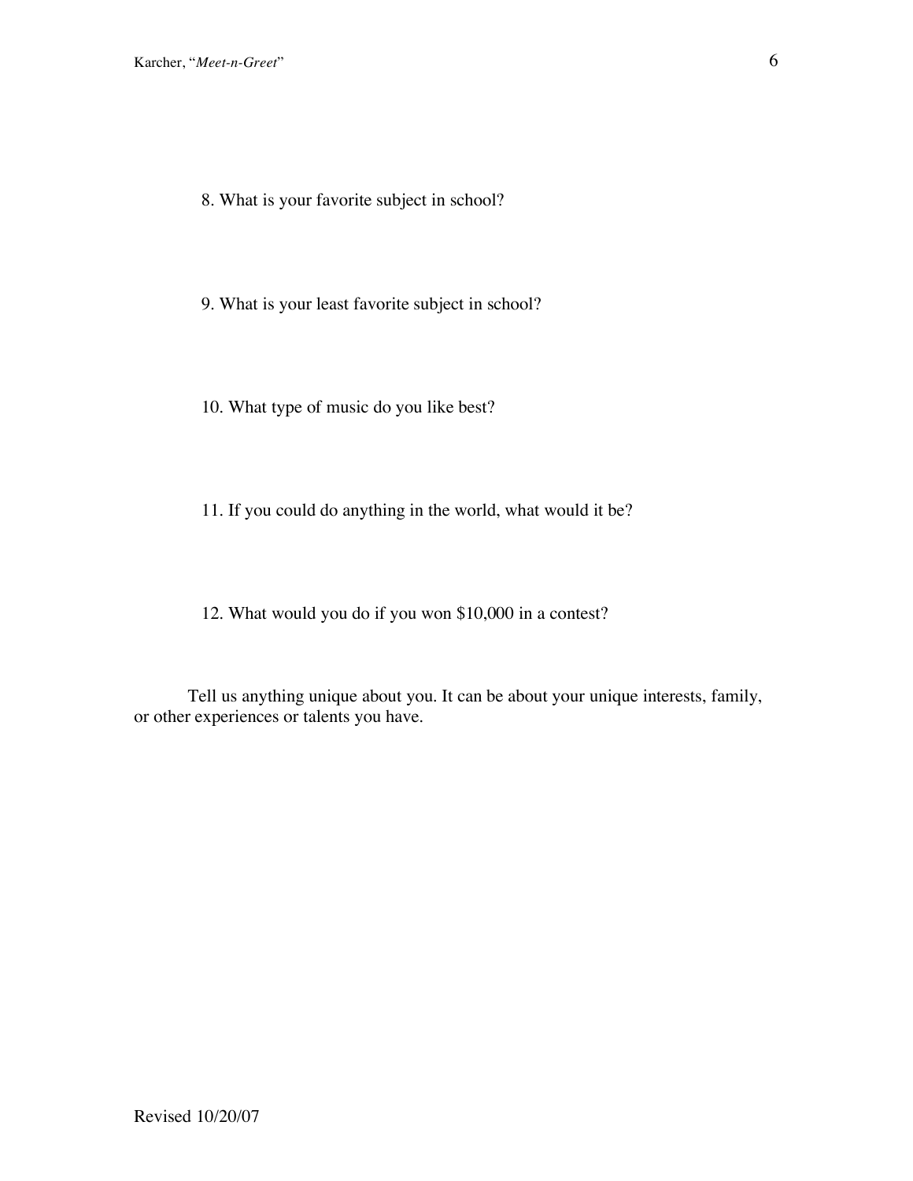8. What is your favorite subject in school?

9. What is your least favorite subject in school?

10. What type of music do you like best?

11. If you could do anything in the world, what would it be?

12. What would you do if you won $10,000 in a contest?

Tell us anything unique about you. It can be about your unique interests, family, or other experiences or talents you have.

Revised 10/20/07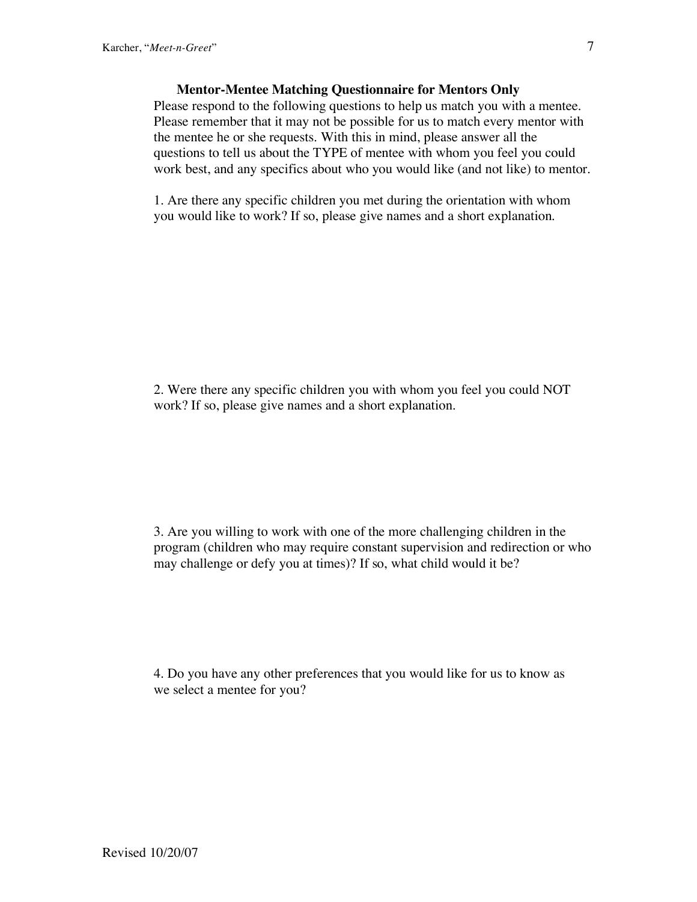**Mentor-Mentee Matching Questionnaire for Mentors Only**

Please respond to the following questions to help us match you with a mentee. Please remember that it may not be possible for us to match every mentor with the mentee he or she requests. With this in mind, please answer all the questions to tell us about the TYPE of mentee with whom you feel you could work best, and any specifics about who you would like (and not like) to mentor.

1. Are there any specific children you met during the orientation with whom you would like to work? If so, please give names and a short explanation.

2. Were there any specific children you with whom you feel you could NOT work? If so, please give names and a short explanation.

3. Are you willing to work with one of the more challenging children in the program (children who may require constant supervision and redirection or who may challenge or defy you at times)? If so, what child would it be?

4. Do you have any other preferences that you would like for us to know as we select a mentee for you?

Revised 10/20/07